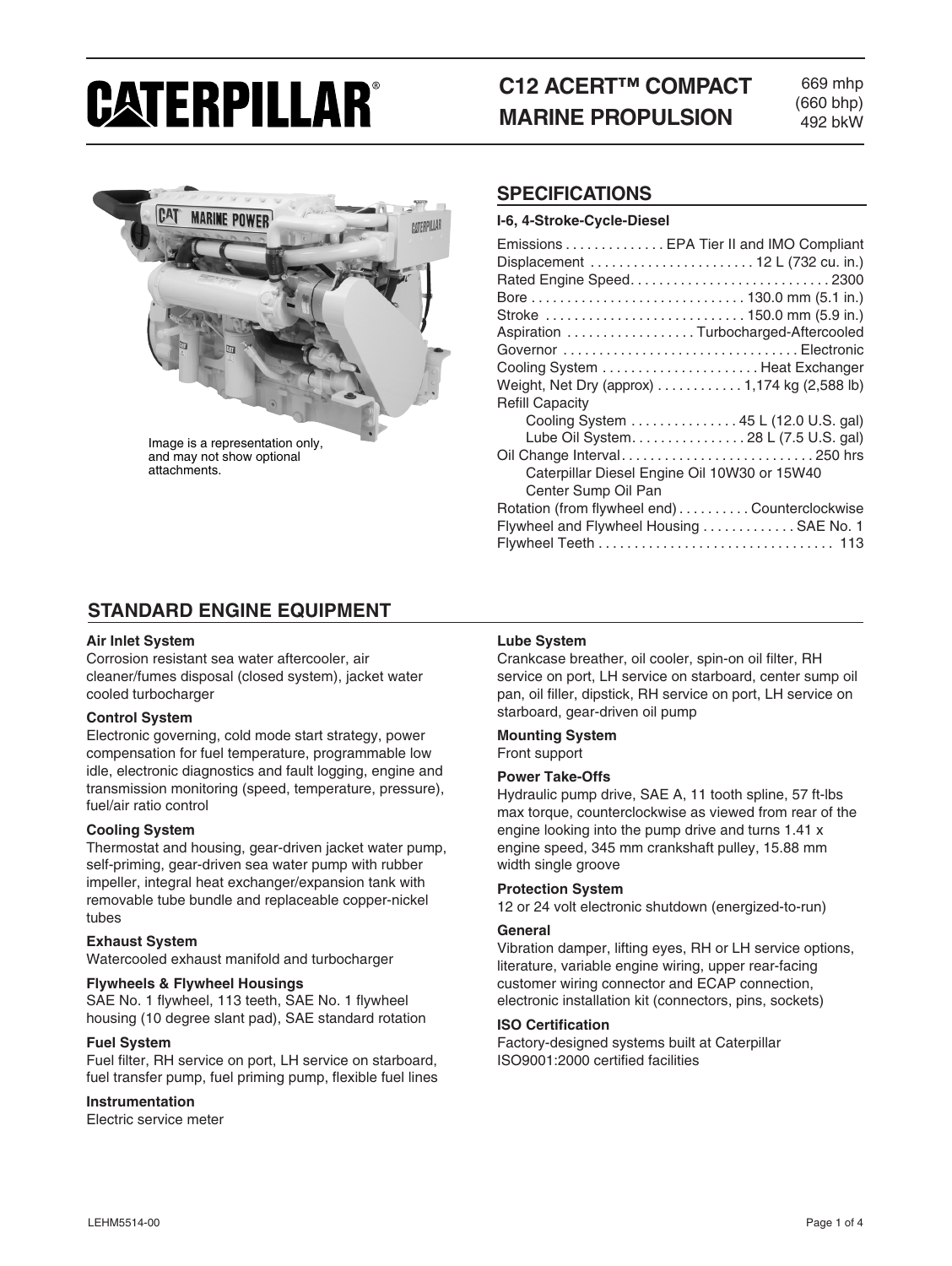# CATERPILLAR®

## C12 ACERT™ COMPACT MARINE PROPULSION

669 mhp
(660 bhp)
492 bkW

Image is a representation only, and may not show optional attachments.

## SPECIFICATIONS

**I-6, 4-Stroke-Cycle-Diesel**

| | |
|---|---|
| Emissions | EPA Tier II and IMO Compliant |
| Displacement | 12 L (732 cu. in.) |
| Rated Engine Speed | 2300 |
| Bore | 130.0 mm (5.1 in.) |
| Stroke | 150.0 mm (5.9 in.) |
| Aspiration | Turbocharged-Aftercooled |
| Governor | Electronic |
| Cooling System | Heat Exchanger |
| Weight, Net Dry (approx) | 1,174 kg (2,588 lb) |
| Refill Capacity | |
| Cooling System | 45 L (12.0 U.S. gal) |
| Lube Oil System | 28 L (7.5 U.S. gal) |
| Oil Change Interval | 250 hrs |
| Caterpillar Diesel Engine Oil 10W30 or 15W40 | |
| Center Sump Oil Pan | |
| Rotation (from flywheel end) | Counterclockwise |
| Flywheel and Flywheel Housing | SAE No. 1 |
| Flywheel Teeth | 113 |

## STANDARD ENGINE EQUIPMENT

**Air Inlet System**
Corrosion resistant sea water aftercooler, air cleaner/fumes disposal (closed system), jacket water cooled turbocharger

**Control System**
Electronic governing, cold mode start strategy, power compensation for fuel temperature, programmable low idle, electronic diagnostics and fault logging, engine and transmission monitoring (speed, temperature, pressure), fuel/air ratio control

**Cooling System**
Thermostat and housing, gear-driven jacket water pump, self-priming, gear-driven sea water pump with rubber impeller, integral heat exchanger/expansion tank with removable tube bundle and replaceable copper-nickel tubes

**Exhaust System**
Watercooled exhaust manifold and turbocharger

**Flywheels & Flywheel Housings**
SAE No. 1 flywheel, 113 teeth, SAE No. 1 flywheel housing (10 degree slant pad), SAE standard rotation

**Fuel System**
Fuel filter, RH service on port, LH service on starboard, fuel transfer pump, fuel priming pump, flexible fuel lines

**Instrumentation**
Electric service meter

**Lube System**
Crankcase breather, oil cooler, spin-on oil filter, RH service on port, LH service on starboard, center sump oil pan, oil filler, dipstick, RH service on port, LH service on starboard, gear-driven oil pump

**Mounting System**
Front support

**Power Take-Offs**
Hydraulic pump drive, SAE A, 11 tooth spline, 57 ft-lbs max torque, counterclockwise as viewed from rear of the engine looking into the pump drive and turns 1.41 x engine speed, 345 mm crankshaft pulley, 15.88 mm width single groove

**Protection System**
12 or 24 volt electronic shutdown (energized-to-run)

**General**
Vibration damper, lifting eyes, RH or LH service options, literature, variable engine wiring, upper rear-facing customer wiring connector and ECAP connection, electronic installation kit (connectors, pins, sockets)

**ISO Certification**
Factory-designed systems built at Caterpillar ISO9001:2000 certified facilities

LEHM5514-00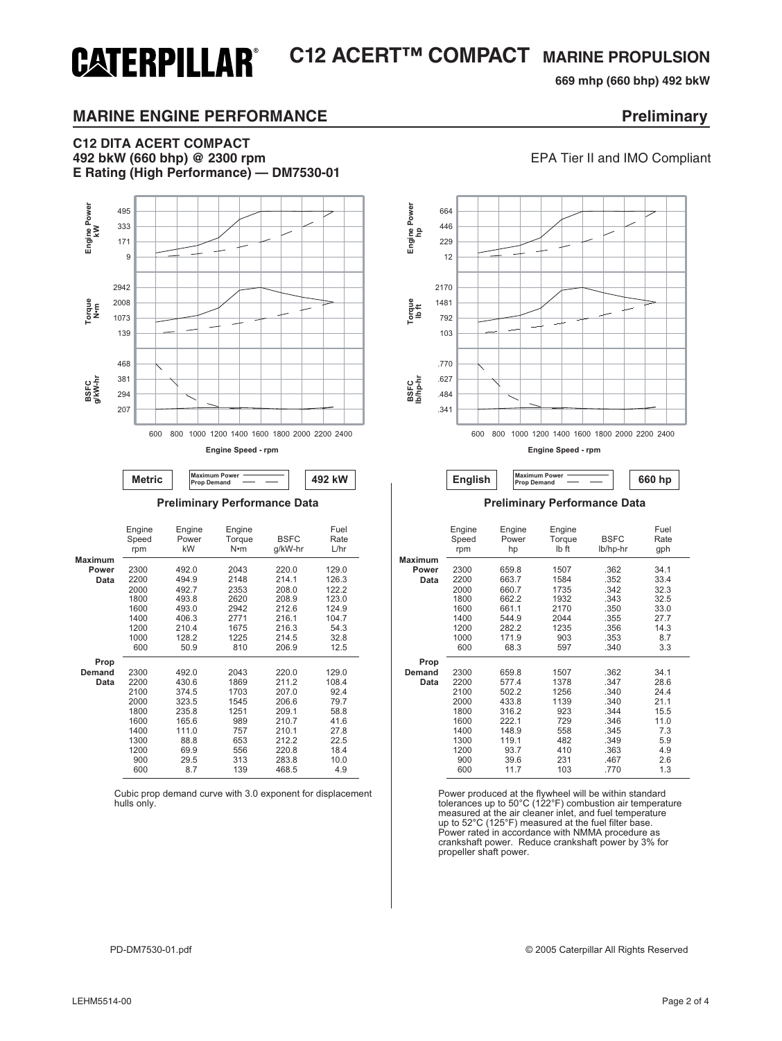# CATERPILLAR® C12 ACERT™ COMPACT MARINE PROPULSION

**669 mhp (660 bhp) 492 bkW**

## MARINE ENGINE PERFORMANCE

**Preliminary**

### C12 DITA ACERT COMPACT
**492 bkW (660 bhp) @ 2300 rpm**
**E Rating (High Performance) — DM7530-01**

EPA Tier II and IMO Compliant

**Metric** — Maximum Power / Prop Demand — **492 kW**

#### Preliminary Performance Data

| | Engine Speed rpm | Engine Power kW | Engine Torque N•m | BSFC g/kW-hr | Fuel Rate L/hr |
|---|---|---|---|---|---|
| **Maximum Power Data** | 2300 | 492.0 | 2043 | 220.0 | 129.0 |
| | 2200 | 494.9 | 2148 | 214.1 | 126.3 |
| | 2000 | 492.7 | 2353 | 208.0 | 122.2 |
| | 1800 | 493.8 | 2620 | 208.9 | 123.0 |
| | 1600 | 493.0 | 2942 | 212.6 | 124.9 |
| | 1400 | 406.3 | 2771 | 216.1 | 104.7 |
| | 1200 | 210.4 | 1675 | 216.3 | 54.3 |
| | 1000 | 128.2 | 1225 | 214.5 | 32.8 |
| | 600 | 50.9 | 810 | 206.9 | 12.5 |
| **Prop Demand Data** | 2300 | 492.0 | 2043 | 220.0 | 129.0 |
| | 2200 | 430.6 | 1869 | 211.2 | 108.4 |
| | 2100 | 374.5 | 1703 | 207.0 | 92.4 |
| | 2000 | 323.5 | 1545 | 206.6 | 79.7 |
| | 1800 | 235.8 | 1251 | 209.1 | 58.8 |
| | 1600 | 165.6 | 989 | 210.7 | 41.6 |
| | 1400 | 111.0 | 757 | 210.1 | 27.8 |
| | 1300 | 88.8 | 653 | 212.2 | 22.5 |
| | 1200 | 69.9 | 556 | 220.8 | 18.4 |
| | 900 | 29.5 | 313 | 283.8 | 10.0 |
| | 600 | 8.7 | 139 | 468.5 | 4.9 |

Cubic prop demand curve with 3.0 exponent for displacement hulls only.

**English** — Maximum Power / Prop Demand — **660 hp**

#### Preliminary Performance Data

| | Engine Speed rpm | Engine Power hp | Engine Torque lb ft | BSFC lb/hp-hr | Fuel Rate gph |
|---|---|---|---|---|---|
| **Maximum Power Data** | 2300 | 659.8 | 1507 | .362 | 34.1 |
| | 2200 | 663.7 | 1584 | .352 | 33.4 |
| | 2000 | 660.7 | 1735 | .342 | 32.3 |
| | 1800 | 662.2 | 1932 | .343 | 32.5 |
| | 1600 | 661.1 | 2170 | .350 | 33.0 |
| | 1400 | 544.9 | 2044 | .355 | 27.7 |
| | 1200 | 282.2 | 1235 | .356 | 14.3 |
| | 1000 | 171.9 | 903 | .353 | 8.7 |
| | 600 | 68.3 | 597 | .340 | 3.3 |
| **Prop Demand Data** | 2300 | 659.8 | 1507 | .362 | 34.1 |
| | 2200 | 577.4 | 1378 | .347 | 28.6 |
| | 2100 | 502.2 | 1256 | .340 | 24.4 |
| | 2000 | 433.8 | 1139 | .340 | 21.1 |
| | 1800 | 316.2 | 923 | .344 | 15.5 |
| | 1600 | 222.1 | 729 | .346 | 11.0 |
| | 1400 | 148.9 | 558 | .345 | 7.3 |
| | 1300 | 119.1 | 482 | .349 | 5.9 |
| | 1200 | 93.7 | 410 | .363 | 4.9 |
| | 900 | 39.6 | 231 | .467 | 2.6 |
| | 600 | 11.7 | 103 | .770 | 1.3 |

Power produced at the flywheel will be within standard tolerances up to 50°C (122°F) combustion air temperature measured at the air cleaner inlet, and fuel temperature up to 52°C (125°F) measured at the fuel filter base. Power rated in accordance with NMMA procedure as crankshaft power. Reduce crankshaft power by 3% for propeller shaft power.

PD-DM7530-01.pdf

© 2005 Caterpillar All Rights Reserved

LEHM5514-00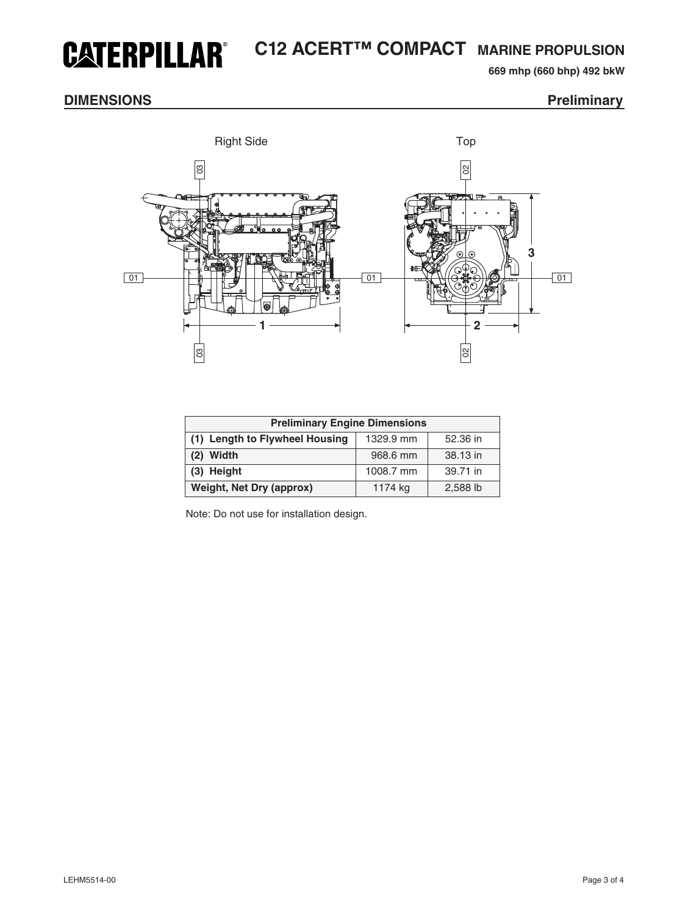# CATERPILLAR®

# C12 ACERT™ COMPACT MARINE PROPULSION

**669 mhp (660 bhp) 492 bkW**

## DIMENSIONS

**Preliminary**

| Preliminary Engine Dimensions | | |
|---|---|---|
| **(1) Length to Flywheel Housing** | 1329.9 mm | 52.36 in |
| **(2) Width** | 968.6 mm | 38.13 in |
| **(3) Height** | 1008.7 mm | 39.71 in |
| **Weight, Net Dry (approx)** | 1174 kg | 2,588 lb |

Note: Do not use for installation design.

LEHM5514-00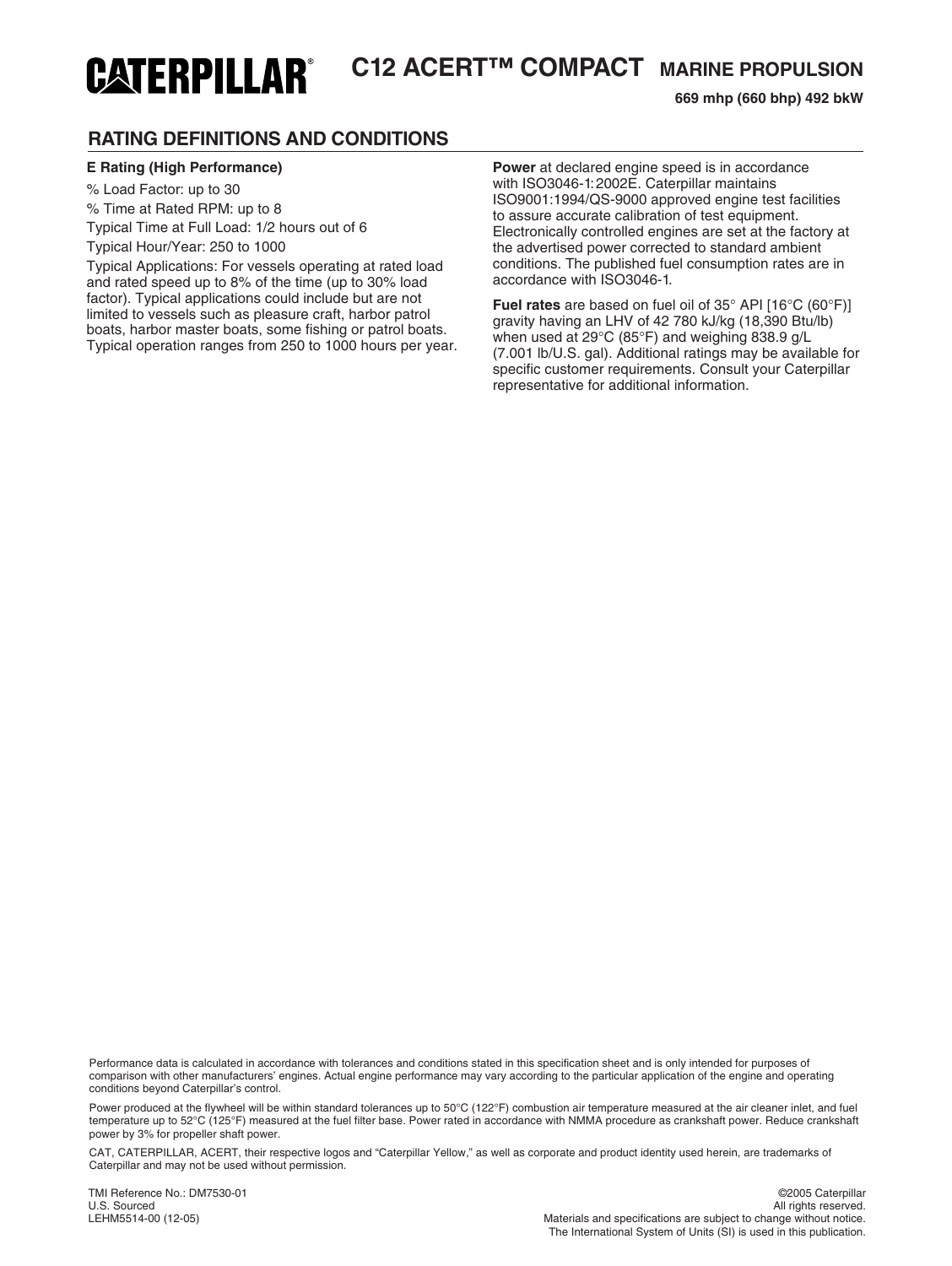**CATERPILLAR®**

# C12 ACERT™ COMPACT MARINE PROPULSION

**669 mhp (660 bhp) 492 bkW**

## RATING DEFINITIONS AND CONDITIONS

**E Rating (High Performance)**

% Load Factor: up to 30

% Time at Rated RPM: up to 8

Typical Time at Full Load: 1/2 hours out of 6

Typical Hour/Year: 250 to 1000

Typical Applications: For vessels operating at rated load and rated speed up to 8% of the time (up to 30% load factor). Typical applications could include but are not limited to vessels such as pleasure craft, harbor patrol boats, harbor master boats, some fishing or patrol boats. Typical operation ranges from 250 to 1000 hours per year.

**Power** at declared engine speed is in accordance with ISO3046-1:2002E. Caterpillar maintains ISO9001:1994/QS-9000 approved engine test facilities to assure accurate calibration of test equipment. Electronically controlled engines are set at the factory at the advertised power corrected to standard ambient conditions. The published fuel consumption rates are in accordance with ISO3046-1.

**Fuel rates** are based on fuel oil of 35° API [16°C (60°F)] gravity having an LHV of 42 780 kJ/kg (18,390 Btu/lb) when used at 29°C (85°F) and weighing 838.9 g/L (7.001 lb/U.S. gal). Additional ratings may be available for specific customer requirements. Consult your Caterpillar representative for additional information.

Performance data is calculated in accordance with tolerances and conditions stated in this specification sheet and is only intended for purposes of comparison with other manufacturers' engines. Actual engine performance may vary according to the particular application of the engine and operating conditions beyond Caterpillar's control.

Power produced at the flywheel will be within standard tolerances up to 50°C (122°F) combustion air temperature measured at the air cleaner inlet, and fuel temperature up to 52°C (125°F) measured at the fuel filter base. Power rated in accordance with NMMA procedure as crankshaft power. Reduce crankshaft power by 3% for propeller shaft power.

CAT, CATERPILLAR, ACERT, their respective logos and "Caterpillar Yellow," as well as corporate and product identity used herein, are trademarks of Caterpillar and may not be used without permission.

TMI Reference No.: DM7530-01
U.S. Sourced
LEHM5514-00 (12-05)

©2005 Caterpillar
All rights reserved.
Materials and specifications are subject to change without notice.
The International System of Units (SI) is used in this publication.